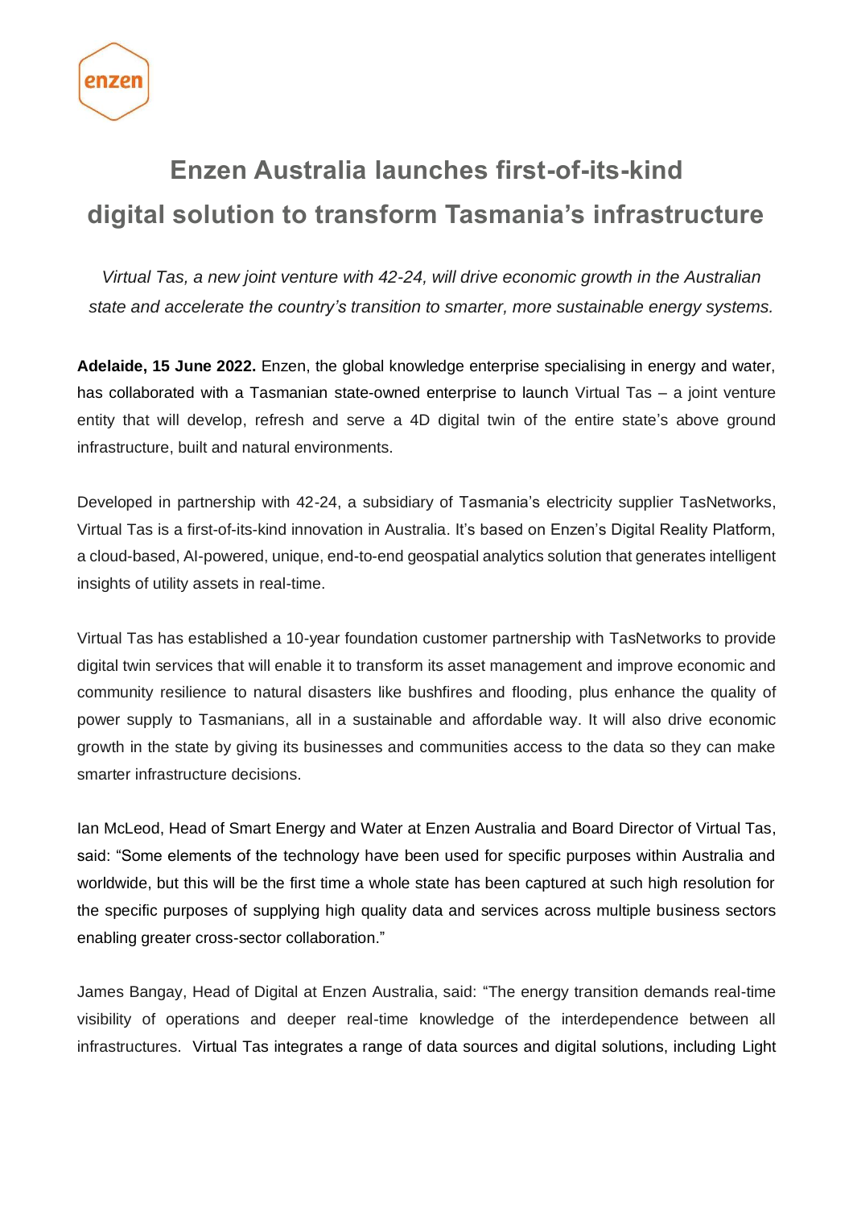# Enzen Australia launches first-of-its-kind digital solution to transform Tasmania's infrastructure

*Virtual Tas, a new joint venture with 42-24, will drive economic growth in the Australian state and accelerate the country's transition to smarter, more sustainable energy systems.*

**Adelaide, 15 June 2022.** Enzen, the global knowledge enterprise specialising in energy and water, has collaborated with a Tasmanian state-owned enterprise to launch Virtual Tas – a joint venture entity that will develop, refresh and serve a 4D digital twin of the entire state's above ground infrastructure, built and natural environments.

Developed in partnership with 42-24, a subsidiary of Tasmania's electricity supplier TasNetworks, Virtual Tas is a first-of-its-kind innovation in Australia. It's based on Enzen's Digital Reality Platform, a cloud-based, AI-powered, unique, end-to-end geospatial analytics solution that generates intelligent insights of utility assets in real-time.

Virtual Tas has established a 10-year foundation customer partnership with TasNetworks to provide digital twin services that will enable it to transform its asset management and improve economic and community resilience to natural disasters like bushfires and flooding, plus enhance the quality of power supply to Tasmanians, all in a sustainable and affordable way. It will also drive economic growth in the state by giving its businesses and communities access to the data so they can make smarter infrastructure decisions.

Ian McLeod, Head of Smart Energy and Water at Enzen Australia and Board Director of Virtual Tas, said: "Some elements of the technology have been used for specific purposes within Australia and worldwide, but this will be the first time a whole state has been captured at such high resolution for the specific purposes of supplying high quality data and services across multiple business sectors enabling greater cross-sector collaboration."

James Bangay, Head of Digital at Enzen Australia, said: "The energy transition demands real-time visibility of operations and deeper real-time knowledge of the interdependence between all infrastructures. Virtual Tas integrates a range of data sources and digital solutions, including Light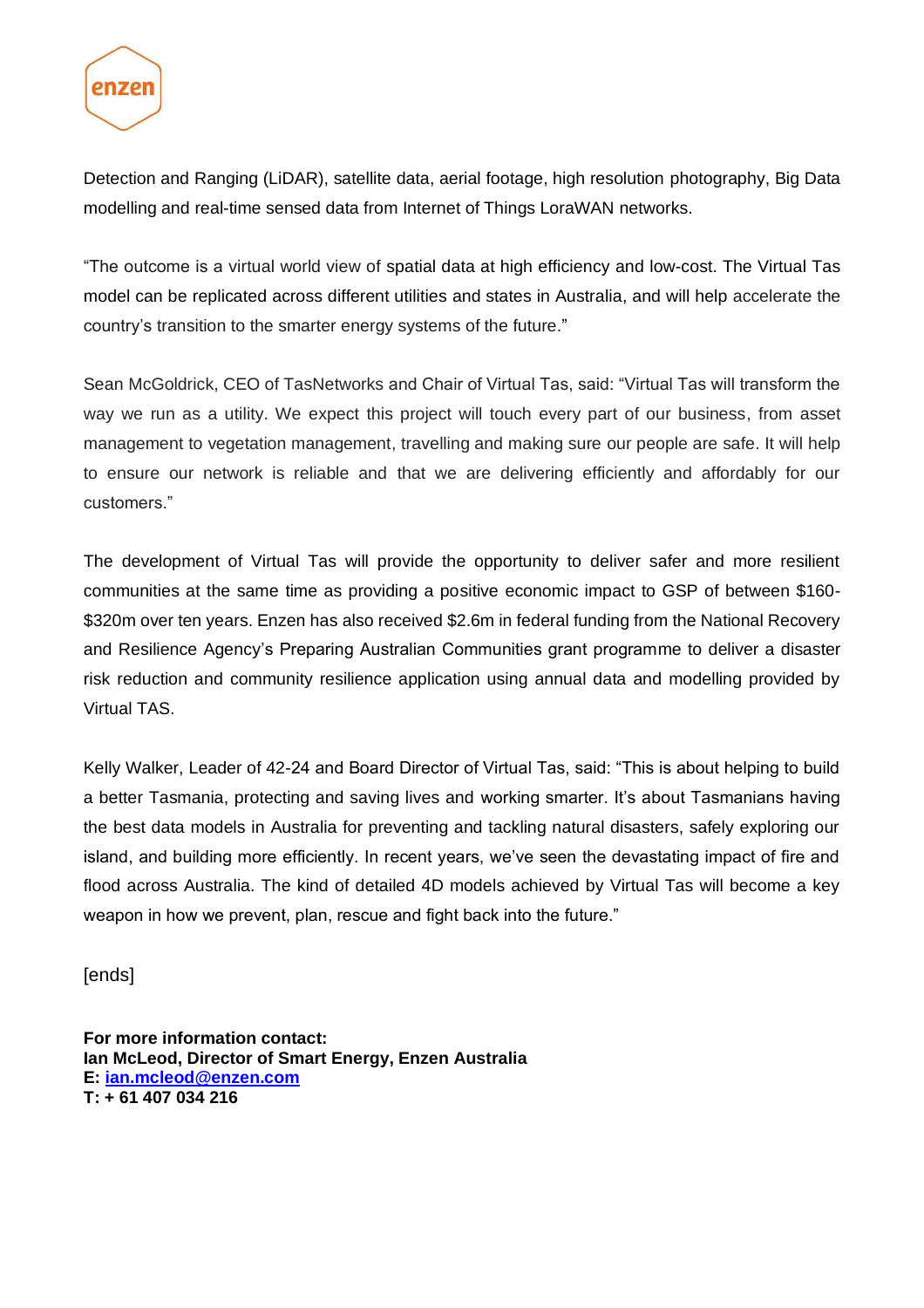Detection and Ranging (LiDAR), satellite data, aerial footage, high resolution photography, Big Data modelling and real-time sensed data from Internet of Things LoraWAN networks.

"The outcome is a virtual world view of spatial data at high efficiency and low-cost. The Virtual Tas model can be replicated across different utilities and states in Australia, and will help accelerate the country's transition to the smarter energy systems of the future."

Sean McGoldrick, CEO of TasNetworks and Chair of Virtual Tas, said: "Virtual Tas will transform the way we run as a utility. We expect this project will touch every part of our business, from asset management to vegetation management, travelling and making sure our people are safe. It will help to ensure our network is reliable and that we are delivering efficiently and affordably for our customers."

The development of Virtual Tas will provide the opportunity to deliver safer and more resilient communities at the same time as providing a positive economic impact to GSP of between $160-$320m over ten years. Enzen has also received $2.6m in federal funding from the National Recovery and Resilience Agency's Preparing Australian Communities grant programme to deliver a disaster risk reduction and community resilience application using annual data and modelling provided by Virtual TAS.

Kelly Walker, Leader of 42-24 and Board Director of Virtual Tas, said: "This is about helping to build a better Tasmania, protecting and saving lives and working smarter. It's about Tasmanians having the best data models in Australia for preventing and tackling natural disasters, safely exploring our island, and building more efficiently. In recent years, we've seen the devastating impact of fire and flood across Australia. The kind of detailed 4D models achieved by Virtual Tas will become a key weapon in how we prevent, plan, rescue and fight back into the future."

[ends]

**For more information contact:**
**Ian McLeod, Director of Smart Energy, Enzen Australia**
**E: [ian.mcleod@enzen.com](mailto:ian.mcleod@enzen.com)**
**T: + 61 407 034 216**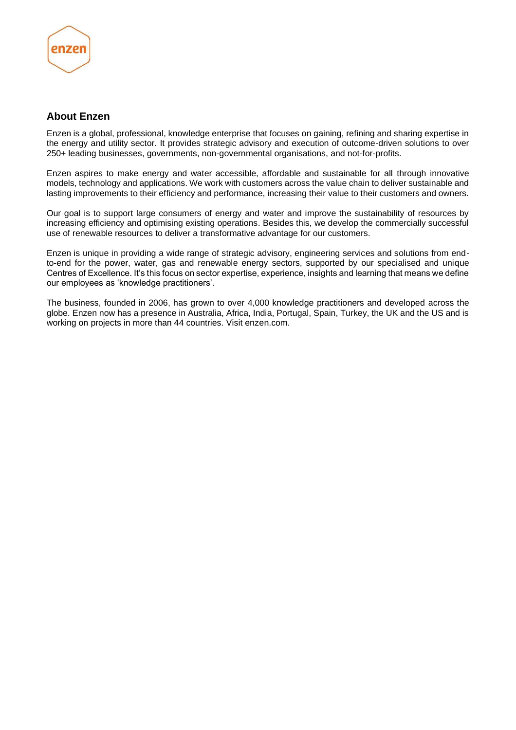## About Enzen

Enzen is a global, professional, knowledge enterprise that focuses on gaining, refining and sharing expertise in the energy and utility sector. It provides strategic advisory and execution of outcome-driven solutions to over 250+ leading businesses, governments, non-governmental organisations, and not-for-profits.

Enzen aspires to make energy and water accessible, affordable and sustainable for all through innovative models, technology and applications. We work with customers across the value chain to deliver sustainable and lasting improvements to their efficiency and performance, increasing their value to their customers and owners.

Our goal is to support large consumers of energy and water and improve the sustainability of resources by increasing efficiency and optimising existing operations. Besides this, we develop the commercially successful use of renewable resources to deliver a transformative advantage for our customers.

Enzen is unique in providing a wide range of strategic advisory, engineering services and solutions from end-to-end for the power, water, gas and renewable energy sectors, supported by our specialised and unique Centres of Excellence. It's this focus on sector expertise, experience, insights and learning that means we define our employees as 'knowledge practitioners'.

The business, founded in 2006, has grown to over 4,000 knowledge practitioners and developed across the globe. Enzen now has a presence in Australia, Africa, India, Portugal, Spain, Turkey, the UK and the US and is working on projects in more than 44 countries. Visit enzen.com.